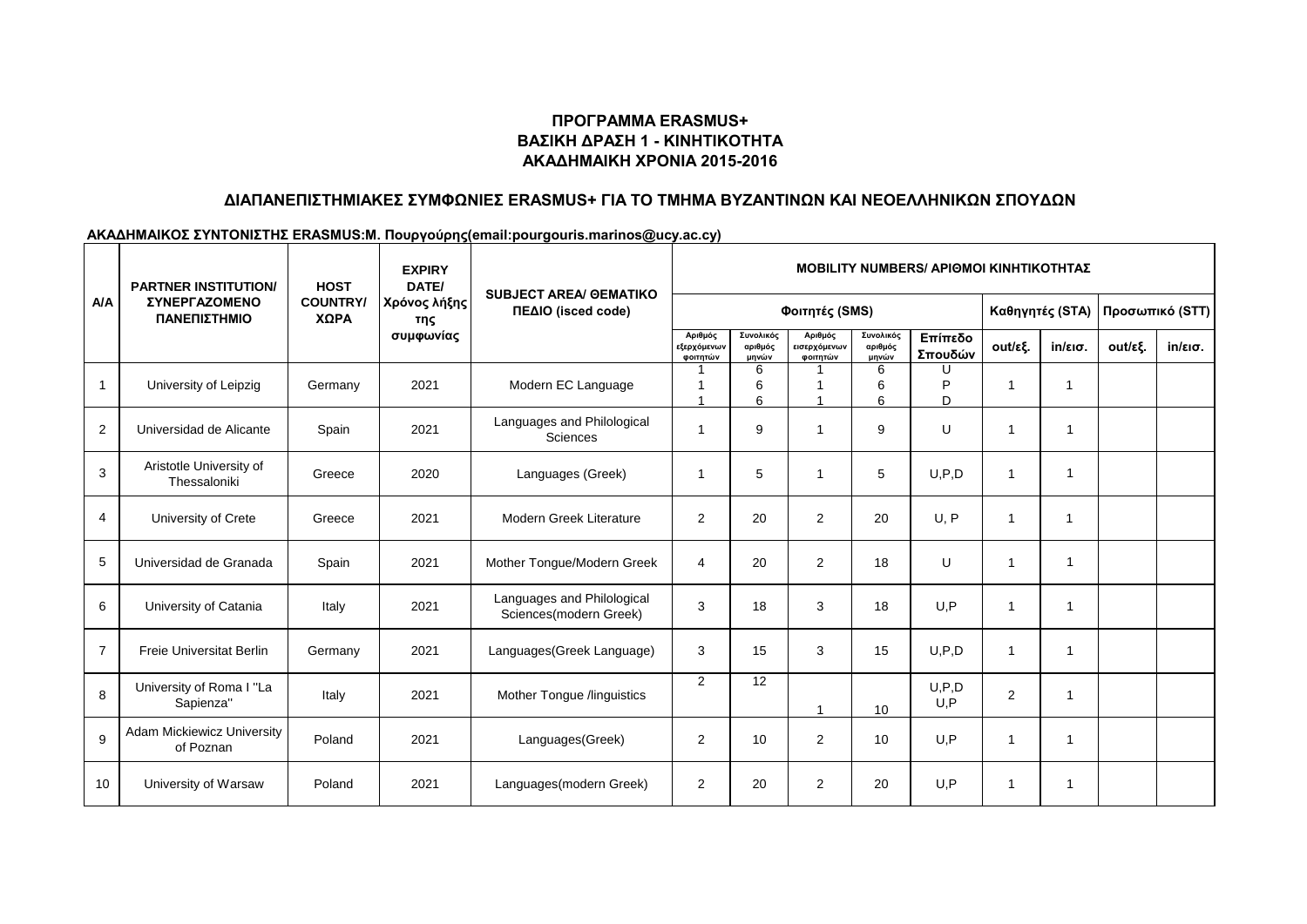**ΠΡΟΓΡΑΜΜΑ ERASMUS+**
**ΒΑΣΙΚΗ ΔΡΑΣΗ 1 - ΚΙΝΗΤΙΚΟΤΗΤΑ**
**ΑΚΑΔΗΜΑΙΚΗ ΧΡΟΝΙΑ 2015-2016**

**ΔΙΑΠΑΝΕΠΙΣΤΗΜΙΑΚΕΣ ΣΥΜΦΩΝΙΕΣ ERASMUS+ ΓΙΑ ΤΟ ΤΜΗΜΑ ΒΥΖΑΝΤΙΝΩΝ ΚΑΙ ΝΕΟΕΛΛΗΝΙΚΩΝ ΣΠΟΥΔΩΝ**

**ΑΚΑΔΗΜΑΙΚΟΣ ΣΥΝΤΟΝΙΣΤΗΣ ERASMUS:Μ. Πουργούρης(email:pourgouris.marinos@ucy.ac.cy)**

| Α/Α | PARTNER INSTITUTION/ ΣΥΝΕΡΓΑΖΟΜΕΝΟ ΠΑΝΕΠΙΣΤΗΜΙΟ | HOST COUNTRY/ ΧΩΡΑ | EXPIRY DATE/ Χρόνος λήξης της συμφωνίας | SUBJECT AREA/ ΘΕΜΑΤΙΚΟ ΠΕΔΙΟ (isced code) | MOBILITY NUMBERS/ ΑΡΙΘΜΟΙ ΚΙΝΗΤΙΚΟΤΗΤΑΣ | | | | | | | | |
|---|---|---|---|---|---|---|---|---|---|---|---|---|---|
| | | | | | Φοιτητές (SMS) | | | | | Καθηγητές (STA) | | Προσωπικό (STT) | |
| | | | | | Αριθμός εξερχόμενων φοιτητών | Συνολικός αριθμός μηνών | Αριθμός εισερχόμενων φοιτητών | Συνολικός αριθμός μηνών | Επίπεδο Σπουδών | out/εξ. | in/εισ. | out/εξ. | in/εισ. |
| 1 | University of Leipzig | Germany | 2021 | Modern EC Language | 1<br>1<br>1 | 6<br>6<br>6 | 1<br>1<br>1 | 6<br>6<br>6 | U<br>P<br>D | 1 | 1 | | |
| 2 | Universidad de Alicante | Spain | 2021 | Languages and Philological Sciences | 1 | 9 | 1 | 9 | U | 1 | 1 | | |
| 3 | Aristotle University of Thessaloniki | Greece | 2020 | Languages (Greek) | 1 | 5 | 1 | 5 | U,P,D | 1 | 1 | | |
| 4 | University of Crete | Greece | 2021 | Modern Greek Literature | 2 | 20 | 2 | 20 | U, P | 1 | 1 | | |
| 5 | Universidad de Granada | Spain | 2021 | Mother Tongue/Modern Greek | 4 | 20 | 2 | 18 | U | 1 | 1 | | |
| 6 | University of Catania | Italy | 2021 | Languages and Philological Sciences(modern Greek) | 3 | 18 | 3 | 18 | U,P | 1 | 1 | | |
| 7 | Freie Universitat Berlin | Germany | 2021 | Languages(Greek Language) | 3 | 15 | 3 | 15 | U,P,D | 1 | 1 | | |
| 8 | University of Roma I "La Sapienza" | Italy | 2021 | Mother Tongue /linguistics | 2 | 12 | 1 | 10 | U,P,D<br>U,P | 2 | 1 | | |
| 9 | Adam Mickiewicz University of Poznan | Poland | 2021 | Languages(Greek) | 2 | 10 | 2 | 10 | U,P | 1 | 1 | | |
| 10 | University of Warsaw | Poland | 2021 | Languages(modern Greek) | 2 | 20 | 2 | 20 | U,P | 1 | 1 | | |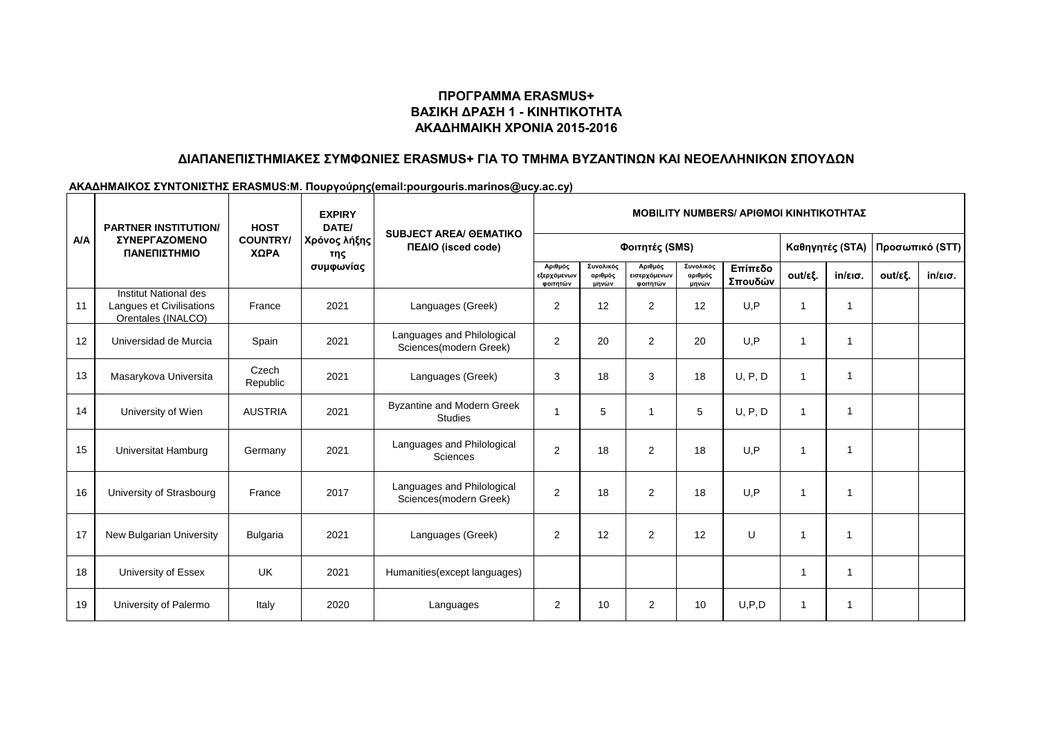## ΠΡΟΓΡΑΜΜΑ ERASMUS+
## ΒΑΣΙΚΗ ΔΡΑΣΗ 1 - ΚΙΝΗΤΙΚΟΤΗΤΑ
## ΑΚΑΔΗΜΑΙΚΗ ΧΡΟΝΙΑ 2015-2016

### ΔΙΑΠΑΝΕΠΙΣΤΗΜΙΑΚΕΣ ΣΥΜΦΩΝΙΕΣ ERASMUS+ ΓΙΑ ΤΟ ΤΜΗΜΑ ΒΥΖΑΝΤΙΝΩΝ ΚΑΙ ΝΕΟΕΛΛΗΝΙΚΩΝ ΣΠΟΥΔΩΝ

**ΑΚΑΔΗΜΑΙΚΟΣ ΣΥΝΤΟΝΙΣΤΗΣ ERASMUS:Μ. Πουργούρης(email:pourgouris.marinos@ucy.ac.cy)**

| Α/Α | PARTNER INSTITUTION/ ΣΥΝΕΡΓΑΖΟΜΕΝΟ ΠΑΝΕΠΙΣΤΗΜΙΟ | HOST COUNTRY/ ΧΩΡΑ | EXPIRY DATE/ Χρόνος λήξης της συμφωνίας | SUBJECT AREA/ ΘΕΜΑΤΙΚΟ ΠΕΔΙΟ (isced code) | MOBILITY NUMBERS/ ΑΡΙΘΜΟΙ ΚΙΝΗΤΙΚΟΤΗΤΑΣ | | | | | | | | |
|---|---|---|---|---|---|---|---|---|---|---|---|---|---|
| | | | | | Φοιτητές (SMS) | | | | | Καθηγητές (STA) | | Προσωπικό (STT) | |
| | | | | | Αριθμός εξερχόμενων φοιτητών | Συνολικός αριθμός μηνών | Αριθμός εισερχόμενων φοιτητών | Συνολικός αριθμός μηνών | Επίπεδο Σπουδών | out/εξ. | in/εισ. | out/εξ. | in/εισ. |
| 11 | Institut National des Langues et Civilisations Orentales (INALCO) | France | 2021 | Languages (Greek) | 2 | 12 | 2 | 12 | U,P | 1 | 1 | | |
| 12 | Universidad de Murcia | Spain | 2021 | Languages and Philological Sciences(modern Greek) | 2 | 20 | 2 | 20 | U,P | 1 | 1 | | |
| 13 | Masarykova Universita | Czech Republic | 2021 | Languages (Greek) | 3 | 18 | 3 | 18 | U, P, D | 1 | 1 | | |
| 14 | University of Wien | AUSTRIA | 2021 | Byzantine and Modern Greek Studies | 1 | 5 | 1 | 5 | U, P, D | 1 | 1 | | |
| 15 | Universitat Hamburg | Germany | 2021 | Languages and Philological Sciences | 2 | 18 | 2 | 18 | U,P | 1 | 1 | | |
| 16 | University of Strasbourg | France | 2017 | Languages and Philological Sciences(modern Greek) | 2 | 18 | 2 | 18 | U,P | 1 | 1 | | |
| 17 | New Bulgarian University | Bulgaria | 2021 | Languages (Greek) | 2 | 12 | 2 | 12 | U | 1 | 1 | | |
| 18 | University of Essex | UK | 2021 | Humanities(except languages) | | | | | | 1 | 1 | | |
| 19 | University of Palermo | Italy | 2020 | Languages | 2 | 10 | 2 | 10 | U,P,D | 1 | 1 | | |